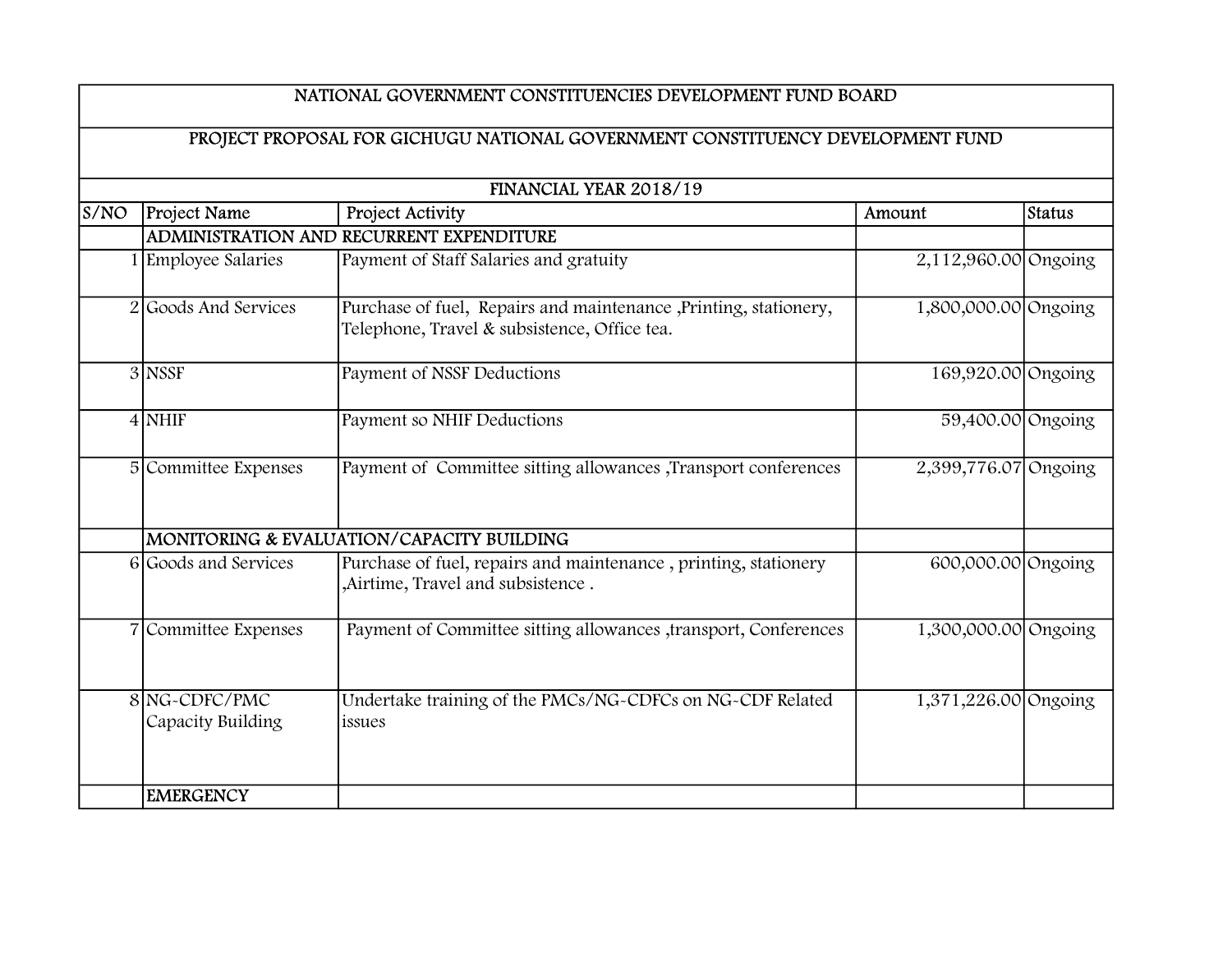| NATIONAL GOVERNMENT CONSTITUENCIES DEVELOPMENT FUND BOARD | | | | |
|---|---|---|---|---|
| PROJECT PROPOSAL FOR GICHUGU NATIONAL GOVERNMENT CONSTITUENCY DEVELOPMENT FUND | | | | |
| FINANCIAL YEAR 2018/19 | | | | |
| S/NO | Project Name | Project Activity | Amount | Status |
| | ADMINISTRATION AND RECURRENT EXPENDITURE | | | |
| 1 | Employee Salaries | Payment of Staff Salaries and gratuity | 2,112,960.00 | Ongoing |
| 2 | Goods And Services | Purchase of fuel, Repairs and maintenance ,Printing, stationery, Telephone, Travel & subsistence, Office tea. | 1,800,000.00 | Ongoing |
| 3 | NSSF | Payment of NSSF Deductions | 169,920.00 | Ongoing |
| 4 | NHIF | Payment so NHIF Deductions | 59,400.00 | Ongoing |
| 5 | Committee Expenses | Payment of Committee sitting allowances ,Transport conferences | 2,399,776.07 | Ongoing |
| | MONITORING & EVALUATION/CAPACITY BUILDING | | | |
| 6 | Goods and Services | Purchase of fuel, repairs and maintenance , printing, stationery ,Airtime, Travel and subsistence . | 600,000.00 | Ongoing |
| 7 | Committee Expenses | Payment of Committee sitting allowances ,transport, Conferences | 1,300,000.00 | Ongoing |
| 8 | NG-CDFC/PMC Capacity Building | Undertake training of the PMCs/NG-CDFCs on NG-CDF Related issues | 1,371,226.00 | Ongoing |
| | EMERGENCY | | | |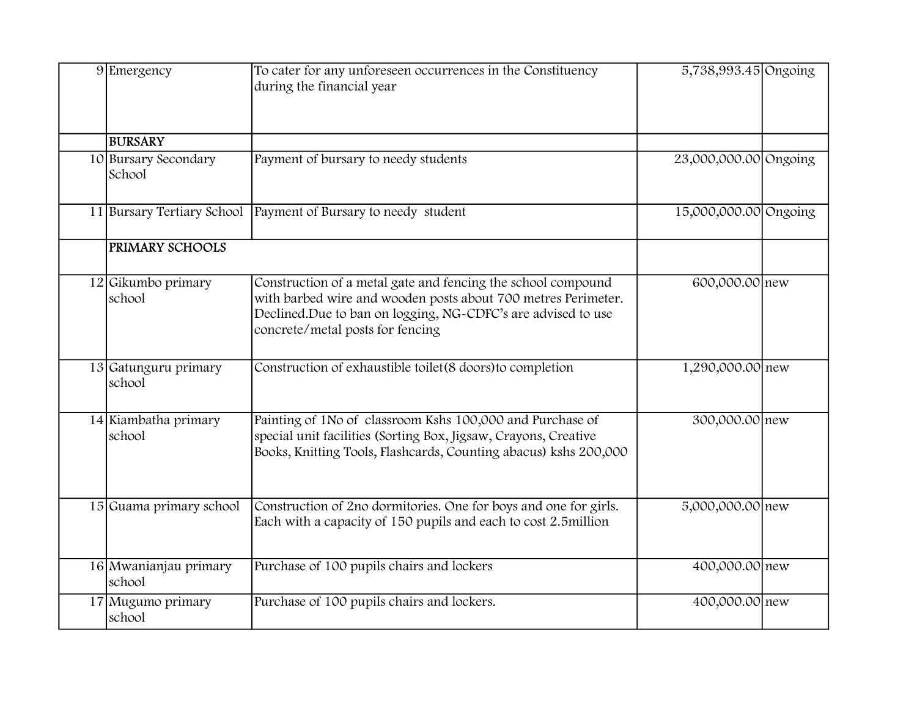| | | | | |
|---|---|---|---|---|
| 9 | Emergency | To cater for any unforeseen occurrences in the Constituency during the financial year | 5,738,993.45 | Ongoing |
| | **BURSARY** | | | |
| 10 | Bursary Secondary School | Payment of bursary to needy students | 23,000,000.00 | Ongoing |
| 11 | Bursary Tertiary School | Payment of Bursary to needy student | 15,000,000.00 | Ongoing |
| | **PRIMARY SCHOOLS** | | | |
| 12 | Gikumbo primary school | Construction of a metal gate and fencing the school compound with barbed wire and wooden posts about 700 metres Perimeter. Declined.Due to ban on logging, NG-CDFC's are advised to use concrete/metal posts for fencing | 600,000.00 | new |
| 13 | Gatunguru primary school | Construction of exhaustible toilet(8 doors)to completion | 1,290,000.00 | new |
| 14 | Kiambatha primary school | Painting of 1No of classroom Kshs 100,000 and Purchase of special unit facilities (Sorting Box, Jigsaw, Crayons, Creative Books, Knitting Tools, Flashcards, Counting abacus) kshs 200,000 | 300,000.00 | new |
| 15 | Guama primary school | Construction of 2no dormitories. One for boys and one for girls. Each with a capacity of 150 pupils and each to cost 2.5million | 5,000,000.00 | new |
| 16 | Mwanianjau primary school | Purchase of 100 pupils chairs and lockers | 400,000.00 | new |
| 17 | Mugumo primary school | Purchase of 100 pupils chairs and lockers. | 400,000.00 | new |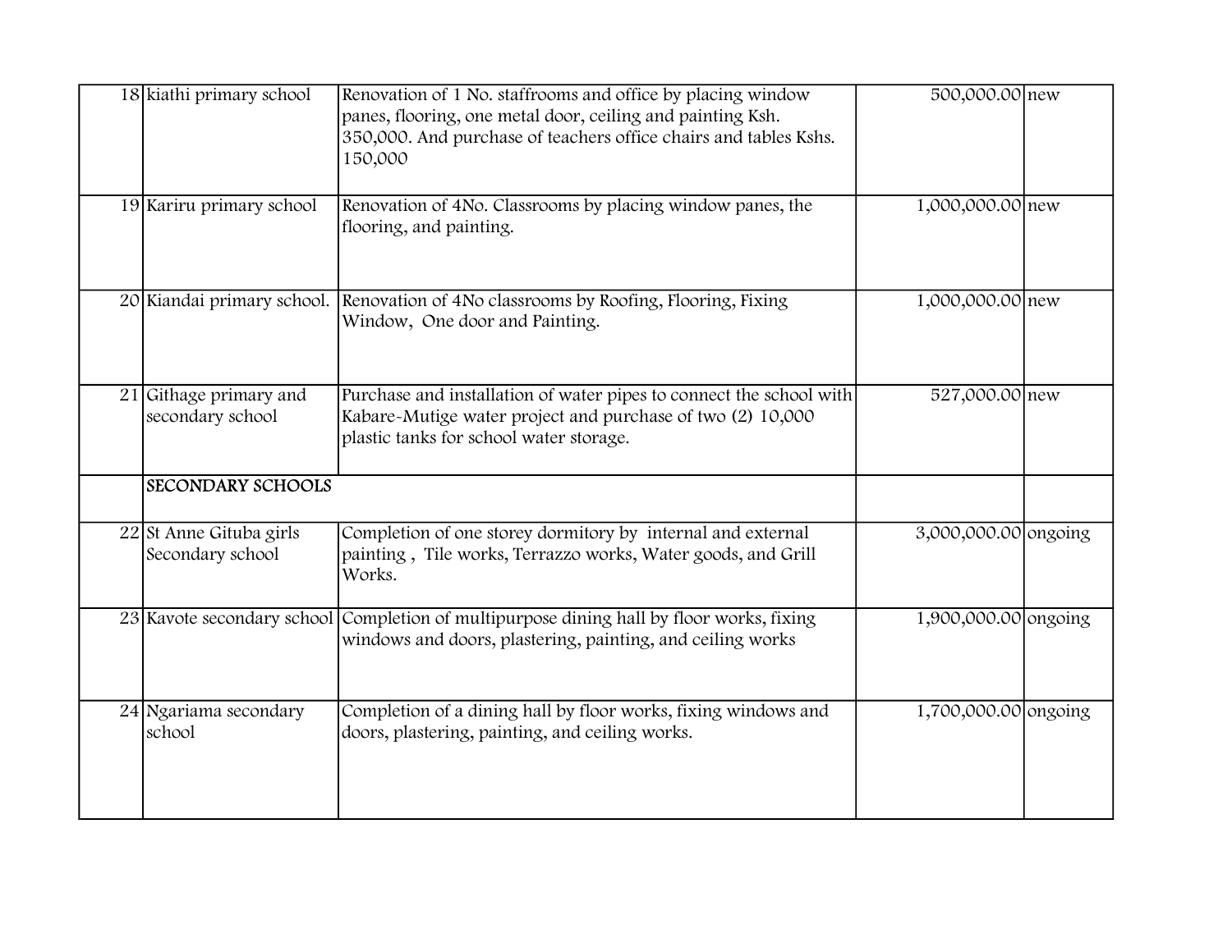| | | | | |
|---|---|---|---|---|
| 18 | kiathi primary school | Renovation of 1 No. staffrooms and office by placing window panes, flooring, one metal door, ceiling and painting Ksh. 350,000. And purchase of teachers office chairs and tables Kshs. 150,000 | 500,000.00 | new |
| 19 | Kariru primary school | Renovation of 4No. Classrooms by placing window panes, the flooring, and painting. | 1,000,000.00 | new |
| 20 | Kiandai primary school. | Renovation of 4No classrooms by Roofing, Flooring, Fixing Window, One door and Painting. | 1,000,000.00 | new |
| 21 | Githage primary and secondary school | Purchase and installation of water pipes to connect the school with Kabare-Mutige water project and purchase of two (2) 10,000 plastic tanks for school water storage. | 527,000.00 | new |
| | **SECONDARY SCHOOLS** | | | |
| 22 | St Anne Gituba girls Secondary school | Completion of one storey dormitory by internal and external painting , Tile works, Terrazzo works, Water goods, and Grill Works. | 3,000,000.00 | ongoing |
| 23 | Kavote secondary school | Completion of multipurpose dining hall by floor works, fixing windows and doors, plastering, painting, and ceiling works | 1,900,000.00 | ongoing |
| 24 | Ngariama secondary school | Completion of a dining hall by floor works, fixing windows and doors, plastering, painting, and ceiling works. | 1,700,000.00 | ongoing |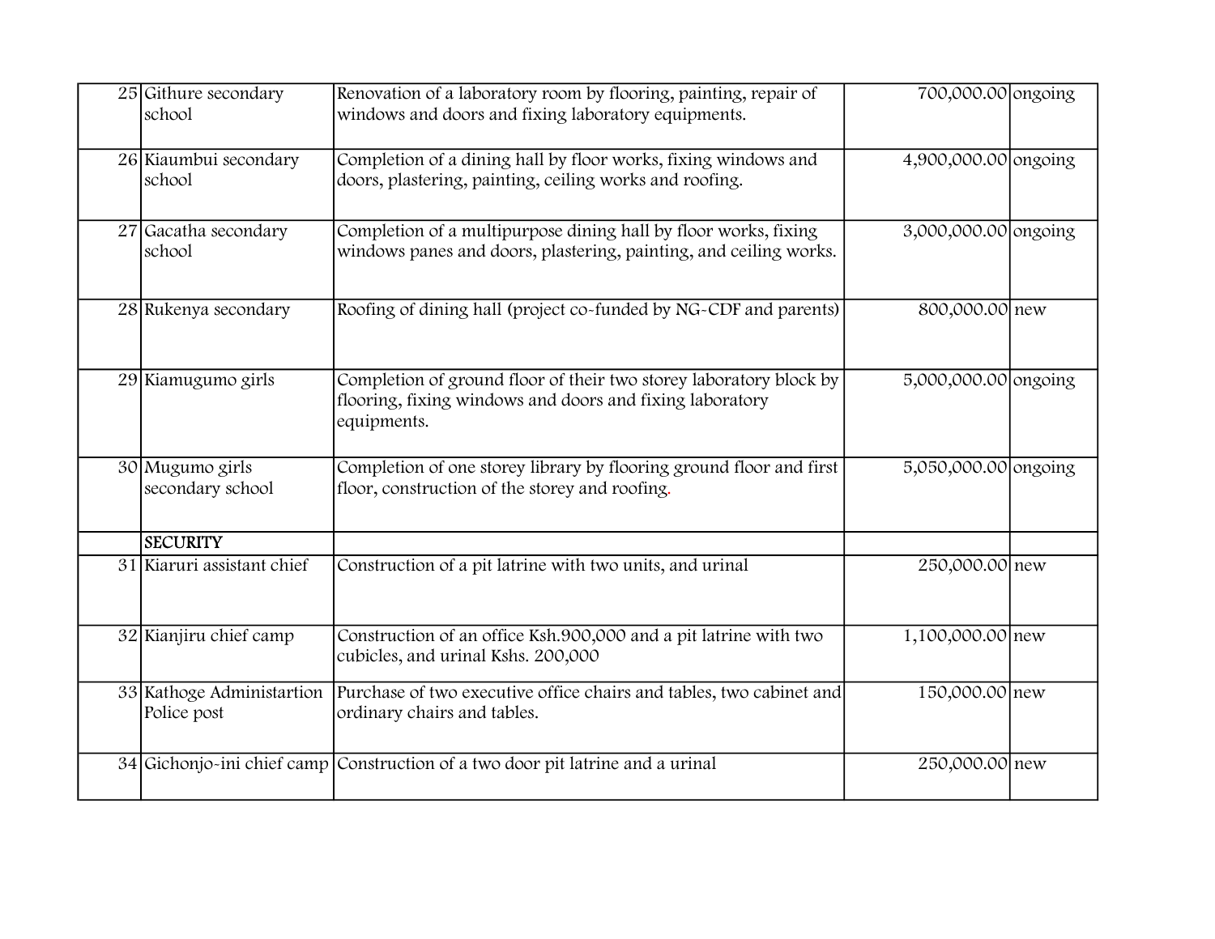| | | | | |
|---|---|---|---|---|
| 25 | Githure secondary school | Renovation of a laboratory room by flooring, painting, repair of windows and doors and fixing laboratory equipments. | 700,000.00 | ongoing |
| 26 | Kiaumbui secondary school | Completion of a dining hall by floor works, fixing windows and doors, plastering, painting, ceiling works and roofing. | 4,900,000.00 | ongoing |
| 27 | Gacatha secondary school | Completion of a multipurpose dining hall by floor works, fixing windows panes and doors, plastering, painting, and ceiling works. | 3,000,000.00 | ongoing |
| 28 | Rukenya secondary | Roofing of dining hall (project co-funded by NG-CDF and parents) | 800,000.00 | new |
| 29 | Kiamugumo girls | Completion of ground floor of their two storey laboratory block by flooring, fixing windows and doors and fixing laboratory equipments. | 5,000,000.00 | ongoing |
| 30 | Mugumo girls secondary school | Completion of one storey library by flooring ground floor and first floor, construction of the storey and roofing. | 5,050,000.00 | ongoing |
| | **SECURITY** | | | |
| 31 | Kiaruri assistant chief | Construction of a pit latrine with two units, and urinal | 250,000.00 | new |
| 32 | Kianjiru chief camp | Construction of an office Ksh.900,000 and a pit latrine with two cubicles, and urinal Kshs. 200,000 | 1,100,000.00 | new |
| 33 | Kathoge Administartion Police post | Purchase of two executive office chairs and tables, two cabinet and ordinary chairs and tables. | 150,000.00 | new |
| 34 | Gichonjo-ini chief camp | Construction of a two door pit latrine and a urinal | 250,000.00 | new |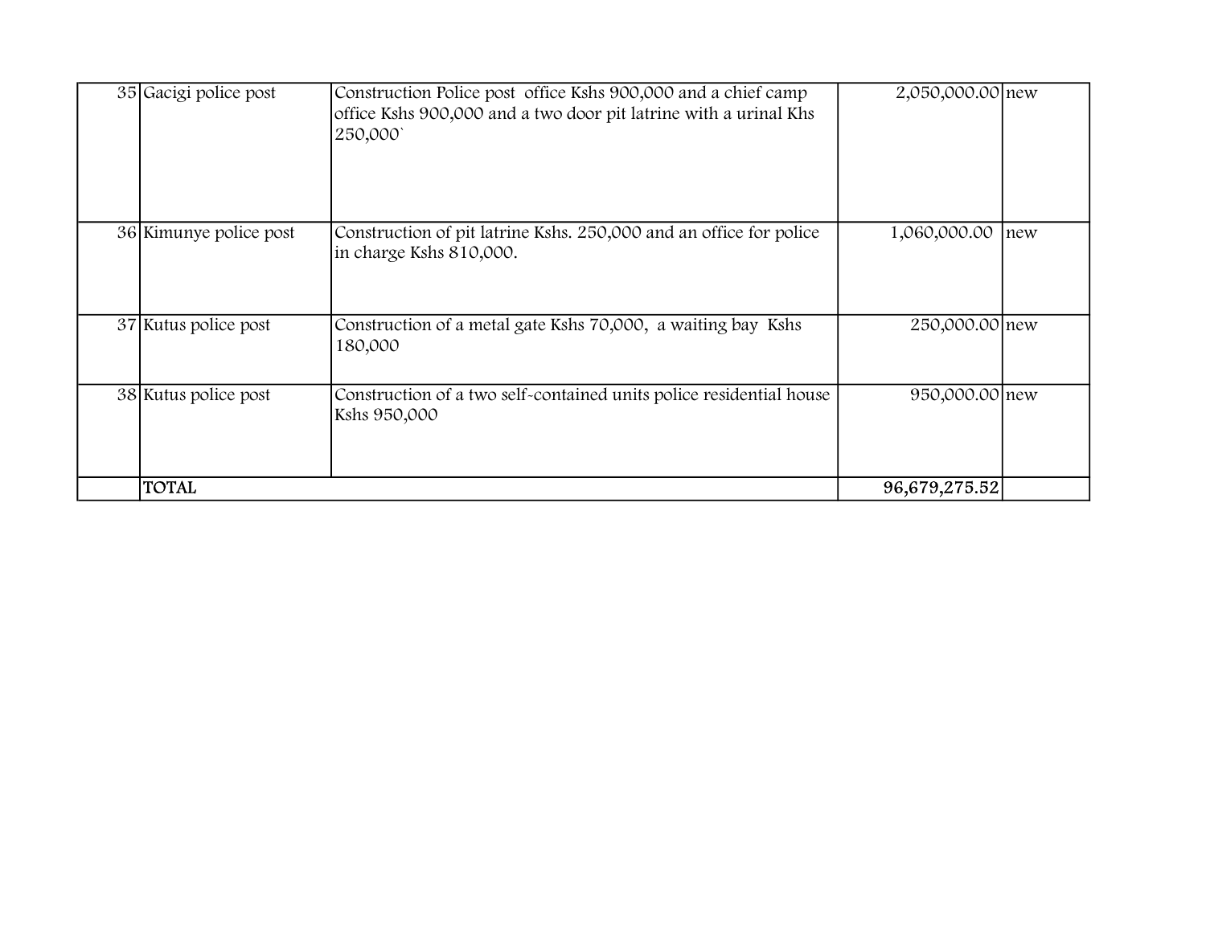| | | | | |
|---|---|---|---|---|
| 35 | Gacigi police post | Construction Police post office Kshs 900,000 and a chief camp office Kshs 900,000 and a two door pit latrine with a urinal Khs 250,000` | 2,050,000.00 | new |
| 36 | Kimunye police post | Construction of pit latrine Kshs. 250,000 and an office for police in charge Kshs 810,000. | 1,060,000.00 | new |
| 37 | Kutus police post | Construction of a metal gate Kshs 70,000, a waiting bay Kshs 180,000 | 250,000.00 | new |
| 38 | Kutus police post | Construction of a two self-contained units police residential house Kshs 950,000 | 950,000.00 | new |
| | **TOTAL** | | **96,679,275.52** | |